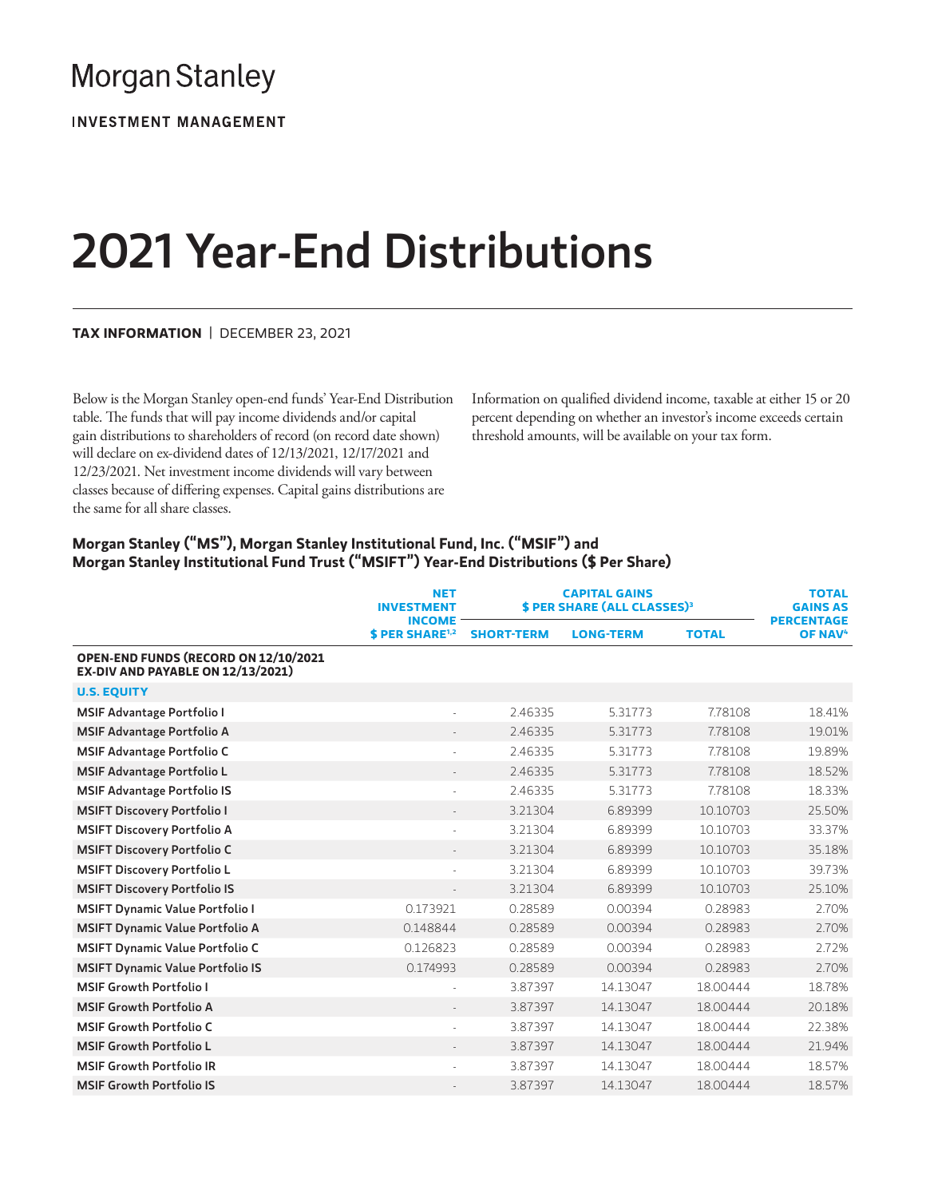Morgan Stanley

INVESTMENT MANAGEMENT

# 2021 Year-End Distributions

**TAX INFORMATION** | DECEMBER 23, 2021

Below is the Morgan Stanley open-end funds' Year-End Distribution table. The funds that will pay income dividends and/or capital gain distributions to shareholders of record (on record date shown) will declare on ex-dividend dates of 12/13/2021, 12/17/2021 and 12/23/2021. Net investment income dividends will vary between classes because of differing expenses. Capital gains distributions are the same for all share classes.

Information on qualified dividend income, taxable at either 15 or 20 percent depending on whether an investor's income exceeds certain threshold amounts, will be available on your tax form.

### Morgan Stanley ("MS"), Morgan Stanley Institutional Fund, Inc. ("MSIF") and Morgan Stanley Institutional Fund Trust ("MSIFT") Year-End Distributions ($ Per Share)

| | NET INVESTMENT INCOME $ PER SHARE[1,2] | CAPITAL GAINS $ PER SHARE (ALL CLASSES)[3] | | | TOTAL GAINS AS PERCENTAGE OF NAV[4] |
|---|---|---|---|---|---|
| | | SHORT-TERM | LONG-TERM | TOTAL | |
| **OPEN-END FUNDS (RECORD ON 12/10/2021 EX-DIV AND PAYABLE ON 12/13/2021)** | | | | | |
| **U.S. EQUITY** | | | | | |
| **MSIF Advantage Portfolio I** | - | 2.46335 | 5.31773 | 7.78108 | 18.41% |
| **MSIF Advantage Portfolio A** | - | 2.46335 | 5.31773 | 7.78108 | 19.01% |
| **MSIF Advantage Portfolio C** | - | 2.46335 | 5.31773 | 7.78108 | 19.89% |
| **MSIF Advantage Portfolio L** | - | 2.46335 | 5.31773 | 7.78108 | 18.52% |
| **MSIF Advantage Portfolio IS** | - | 2.46335 | 5.31773 | 7.78108 | 18.33% |
| **MSIFT Discovery Portfolio I** | - | 3.21304 | 6.89399 | 10.10703 | 25.50% |
| **MSIFT Discovery Portfolio A** | - | 3.21304 | 6.89399 | 10.10703 | 33.37% |
| **MSIFT Discovery Portfolio C** | - | 3.21304 | 6.89399 | 10.10703 | 35.18% |
| **MSIFT Discovery Portfolio L** | - | 3.21304 | 6.89399 | 10.10703 | 39.73% |
| **MSIFT Discovery Portfolio IS** | - | 3.21304 | 6.89399 | 10.10703 | 25.10% |
| **MSIFT Dynamic Value Portfolio I** | 0.173921 | 0.28589 | 0.00394 | 0.28983 | 2.70% |
| **MSIFT Dynamic Value Portfolio A** | 0.148844 | 0.28589 | 0.00394 | 0.28983 | 2.70% |
| **MSIFT Dynamic Value Portfolio C** | 0.126823 | 0.28589 | 0.00394 | 0.28983 | 2.72% |
| **MSIFT Dynamic Value Portfolio IS** | 0.174993 | 0.28589 | 0.00394 | 0.28983 | 2.70% |
| **MSIF Growth Portfolio I** | - | 3.87397 | 14.13047 | 18.00444 | 18.78% |
| **MSIF Growth Portfolio A** | - | 3.87397 | 14.13047 | 18.00444 | 20.18% |
| **MSIF Growth Portfolio C** | - | 3.87397 | 14.13047 | 18.00444 | 22.38% |
| **MSIF Growth Portfolio L** | - | 3.87397 | 14.13047 | 18.00444 | 21.94% |
| **MSIF Growth Portfolio IR** | - | 3.87397 | 14.13047 | 18.00444 | 18.57% |
| **MSIF Growth Portfolio IS** | - | 3.87397 | 14.13047 | 18.00444 | 18.57% |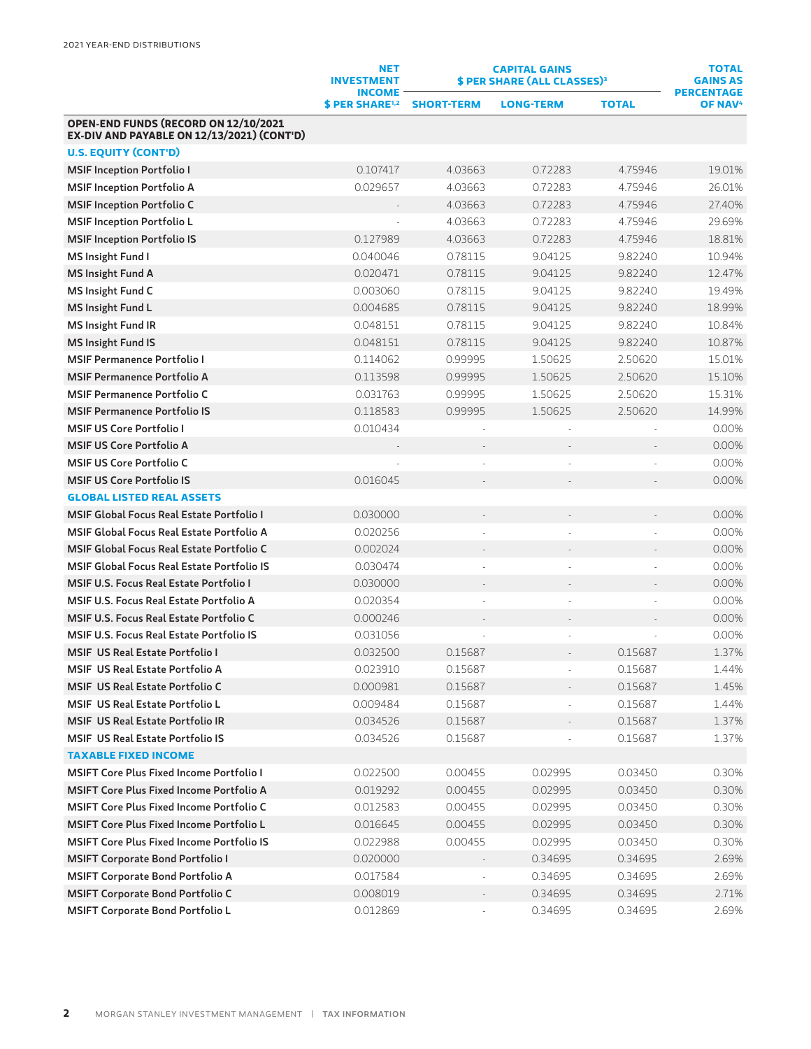2021 YEAR-END DISTRIBUTIONS

| | NET INVESTMENT INCOME $ PER SHARE[1,2] | CAPITAL GAINS $ PER SHARE (ALL CLASSES)[3] | | | TOTAL GAINS AS PERCENTAGE OF NAV[4] |
|---|---|---|---|---|---|
| | | SHORT-TERM | LONG-TERM | TOTAL | |
| **OPEN-END FUNDS (RECORD ON 12/10/2021 EX-DIV AND PAYABLE ON 12/13/2021) (CONT'D)** | | | | | |
| **U.S. EQUITY (CONT'D)** | | | | | |
| **MSIF Inception Portfolio I** | 0.107417 | 4.03663 | 0.72283 | 4.75946 | 19.01% |
| **MSIF Inception Portfolio A** | 0.029657 | 4.03663 | 0.72283 | 4.75946 | 26.01% |
| **MSIF Inception Portfolio C** | - | 4.03663 | 0.72283 | 4.75946 | 27.40% |
| **MSIF Inception Portfolio L** | - | 4.03663 | 0.72283 | 4.75946 | 29.69% |
| **MSIF Inception Portfolio IS** | 0.127989 | 4.03663 | 0.72283 | 4.75946 | 18.81% |
| **MS Insight Fund I** | 0.040046 | 0.78115 | 9.04125 | 9.82240 | 10.94% |
| **MS Insight Fund A** | 0.020471 | 0.78115 | 9.04125 | 9.82240 | 12.47% |
| **MS Insight Fund C** | 0.003060 | 0.78115 | 9.04125 | 9.82240 | 19.49% |
| **MS Insight Fund L** | 0.004685 | 0.78115 | 9.04125 | 9.82240 | 18.99% |
| **MS Insight Fund IR** | 0.048151 | 0.78115 | 9.04125 | 9.82240 | 10.84% |
| **MS Insight Fund IS** | 0.048151 | 0.78115 | 9.04125 | 9.82240 | 10.87% |
| **MSIF Permanence Portfolio I** | 0.114062 | 0.99995 | 1.50625 | 2.50620 | 15.01% |
| **MSIF Permanence Portfolio A** | 0.113598 | 0.99995 | 1.50625 | 2.50620 | 15.10% |
| **MSIF Permanence Portfolio C** | 0.031763 | 0.99995 | 1.50625 | 2.50620 | 15.31% |
| **MSIF Permanence Portfolio IS** | 0.118583 | 0.99995 | 1.50625 | 2.50620 | 14.99% |
| **MSIF US Core Portfolio I** | 0.010434 | - | - | - | 0.00% |
| **MSIF US Core Portfolio A** | - | - | - | - | 0.00% |
| **MSIF US Core Portfolio C** | - | - | - | - | 0.00% |
| **MSIF US Core Portfolio IS** | 0.016045 | - | - | - | 0.00% |
| **GLOBAL LISTED REAL ASSETS** | | | | | |
| **MSIF Global Focus Real Estate Portfolio I** | 0.030000 | - | - | - | 0.00% |
| **MSIF Global Focus Real Estate Portfolio A** | 0.020256 | - | - | - | 0.00% |
| **MSIF Global Focus Real Estate Portfolio C** | 0.002024 | - | - | - | 0.00% |
| **MSIF Global Focus Real Estate Portfolio IS** | 0.030474 | - | - | - | 0.00% |
| **MSIF U.S. Focus Real Estate Portfolio I** | 0.030000 | - | - | - | 0.00% |
| **MSIF U.S. Focus Real Estate Portfolio A** | 0.020354 | - | - | - | 0.00% |
| **MSIF U.S. Focus Real Estate Portfolio C** | 0.000246 | - | - | - | 0.00% |
| **MSIF U.S. Focus Real Estate Portfolio IS** | 0.031056 | - | - | - | 0.00% |
| **MSIF US Real Estate Portfolio I** | 0.032500 | 0.15687 | - | 0.15687 | 1.37% |
| **MSIF US Real Estate Portfolio A** | 0.023910 | 0.15687 | - | 0.15687 | 1.44% |
| **MSIF US Real Estate Portfolio C** | 0.000981 | 0.15687 | - | 0.15687 | 1.45% |
| **MSIF US Real Estate Portfolio L** | 0.009484 | 0.15687 | - | 0.15687 | 1.44% |
| **MSIF US Real Estate Portfolio IR** | 0.034526 | 0.15687 | - | 0.15687 | 1.37% |
| **MSIF US Real Estate Portfolio IS** | 0.034526 | 0.15687 | - | 0.15687 | 1.37% |
| **TAXABLE FIXED INCOME** | | | | | |
| **MSIFT Core Plus Fixed Income Portfolio I** | 0.022500 | 0.00455 | 0.02995 | 0.03450 | 0.30% |
| **MSIFT Core Plus Fixed Income Portfolio A** | 0.019292 | 0.00455 | 0.02995 | 0.03450 | 0.30% |
| **MSIFT Core Plus Fixed Income Portfolio C** | 0.012583 | 0.00455 | 0.02995 | 0.03450 | 0.30% |
| **MSIFT Core Plus Fixed Income Portfolio L** | 0.016645 | 0.00455 | 0.02995 | 0.03450 | 0.30% |
| **MSIFT Core Plus Fixed Income Portfolio IS** | 0.022988 | 0.00455 | 0.02995 | 0.03450 | 0.30% |
| **MSIFT Corporate Bond Portfolio I** | 0.020000 | - | 0.34695 | 0.34695 | 2.69% |
| **MSIFT Corporate Bond Portfolio A** | 0.017584 | - | 0.34695 | 0.34695 | 2.69% |
| **MSIFT Corporate Bond Portfolio C** | 0.008019 | - | 0.34695 | 0.34695 | 2.71% |
| **MSIFT Corporate Bond Portfolio L** | 0.012869 | - | 0.34695 | 0.34695 | 2.69% |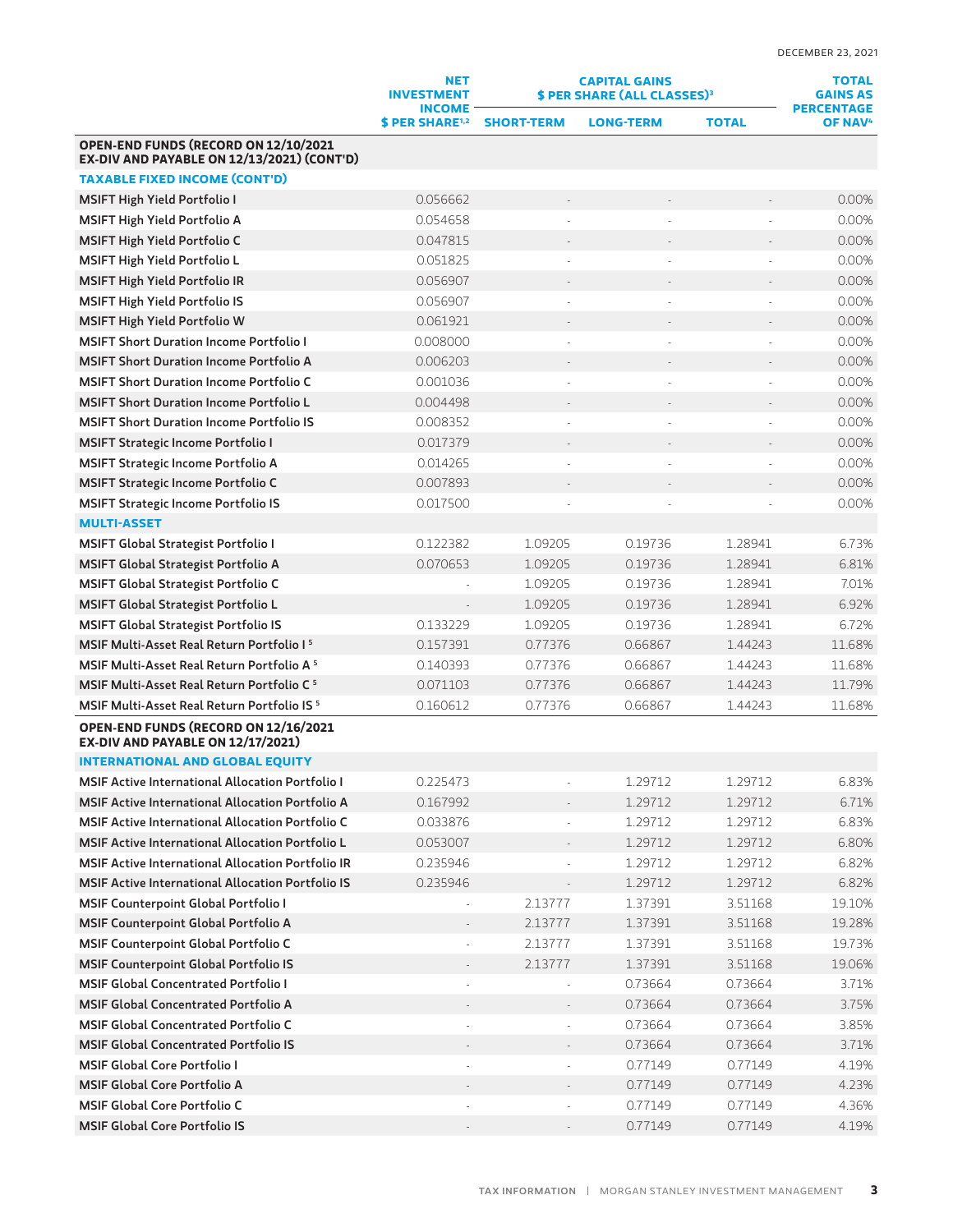DECEMBER 23, 2021

| | NET INVESTMENT INCOME | CAPITAL GAINS $ PER SHARE (ALL CLASSES)[3] | | | TOTAL GAINS AS PERCENTAGE |
|---|---|---|---|---|---|
| | $ PER SHARE[1,2] | SHORT-TERM | LONG-TERM | TOTAL | OF NAV[4] |
| **OPEN-END FUNDS (RECORD ON 12/10/2021 EX-DIV AND PAYABLE ON 12/13/2021) (CONT'D)** | | | | | |
| **TAXABLE FIXED INCOME (CONT'D)** | | | | | |
| **MSIFT High Yield Portfolio I** | 0.056662 | - | - | - | 0.00% |
| **MSIFT High Yield Portfolio A** | 0.054658 | - | - | - | 0.00% |
| **MSIFT High Yield Portfolio C** | 0.047815 | - | - | - | 0.00% |
| **MSIFT High Yield Portfolio L** | 0.051825 | - | - | - | 0.00% |
| **MSIFT High Yield Portfolio IR** | 0.056907 | - | - | - | 0.00% |
| **MSIFT High Yield Portfolio IS** | 0.056907 | - | - | - | 0.00% |
| **MSIFT High Yield Portfolio W** | 0.061921 | - | - | - | 0.00% |
| **MSIFT Short Duration Income Portfolio I** | 0.008000 | - | - | - | 0.00% |
| **MSIFT Short Duration Income Portfolio A** | 0.006203 | - | - | - | 0.00% |
| **MSIFT Short Duration Income Portfolio C** | 0.001036 | - | - | - | 0.00% |
| **MSIFT Short Duration Income Portfolio L** | 0.004498 | - | - | - | 0.00% |
| **MSIFT Short Duration Income Portfolio IS** | 0.008352 | - | - | - | 0.00% |
| **MSIFT Strategic Income Portfolio I** | 0.017379 | - | - | - | 0.00% |
| **MSIFT Strategic Income Portfolio A** | 0.014265 | - | - | - | 0.00% |
| **MSIFT Strategic Income Portfolio C** | 0.007893 | - | - | - | 0.00% |
| **MSIFT Strategic Income Portfolio IS** | 0.017500 | - | - | - | 0.00% |
| **MULTI-ASSET** | | | | | |
| **MSIFT Global Strategist Portfolio I** | 0.122382 | 1.09205 | 0.19736 | 1.28941 | 6.73% |
| **MSIFT Global Strategist Portfolio A** | 0.070653 | 1.09205 | 0.19736 | 1.28941 | 6.81% |
| **MSIFT Global Strategist Portfolio C** | - | 1.09205 | 0.19736 | 1.28941 | 7.01% |
| **MSIFT Global Strategist Portfolio L** | - | 1.09205 | 0.19736 | 1.28941 | 6.92% |
| **MSIFT Global Strategist Portfolio IS** | 0.133229 | 1.09205 | 0.19736 | 1.28941 | 6.72% |
| **MSIF Multi-Asset Real Return Portfolio I** [5] | 0.157391 | 0.77376 | 0.66867 | 1.44243 | 11.68% |
| **MSIF Multi-Asset Real Return Portfolio A** [5] | 0.140393 | 0.77376 | 0.66867 | 1.44243 | 11.68% |
| **MSIF Multi-Asset Real Return Portfolio C** [5] | 0.071103 | 0.77376 | 0.66867 | 1.44243 | 11.79% |
| **MSIF Multi-Asset Real Return Portfolio IS** [5] | 0.160612 | 0.77376 | 0.66867 | 1.44243 | 11.68% |
| **OPEN-END FUNDS (RECORD ON 12/16/2021 EX-DIV AND PAYABLE ON 12/17/2021)** | | | | | |
| **INTERNATIONAL AND GLOBAL EQUITY** | | | | | |
| **MSIF Active International Allocation Portfolio I** | 0.225473 | - | 1.29712 | 1.29712 | 6.83% |
| **MSIF Active International Allocation Portfolio A** | 0.167992 | - | 1.29712 | 1.29712 | 6.71% |
| **MSIF Active International Allocation Portfolio C** | 0.033876 | - | 1.29712 | 1.29712 | 6.83% |
| **MSIF Active International Allocation Portfolio L** | 0.053007 | - | 1.29712 | 1.29712 | 6.80% |
| **MSIF Active International Allocation Portfolio IR** | 0.235946 | - | 1.29712 | 1.29712 | 6.82% |
| **MSIF Active International Allocation Portfolio IS** | 0.235946 | - | 1.29712 | 1.29712 | 6.82% |
| **MSIF Counterpoint Global Portfolio I** | - | 2.13777 | 1.37391 | 3.51168 | 19.10% |
| **MSIF Counterpoint Global Portfolio A** | - | 2.13777 | 1.37391 | 3.51168 | 19.28% |
| **MSIF Counterpoint Global Portfolio C** | - | 2.13777 | 1.37391 | 3.51168 | 19.73% |
| **MSIF Counterpoint Global Portfolio IS** | - | 2.13777 | 1.37391 | 3.51168 | 19.06% |
| **MSIF Global Concentrated Portfolio I** | - | - | 0.73664 | 0.73664 | 3.71% |
| **MSIF Global Concentrated Portfolio A** | - | - | 0.73664 | 0.73664 | 3.75% |
| **MSIF Global Concentrated Portfolio C** | - | - | 0.73664 | 0.73664 | 3.85% |
| **MSIF Global Concentrated Portfolio IS** | - | - | 0.73664 | 0.73664 | 3.71% |
| **MSIF Global Core Portfolio I** | - | - | 0.77149 | 0.77149 | 4.19% |
| **MSIF Global Core Portfolio A** | - | - | 0.77149 | 0.77149 | 4.23% |
| **MSIF Global Core Portfolio C** | - | - | 0.77149 | 0.77149 | 4.36% |
| **MSIF Global Core Portfolio IS** | - | - | 0.77149 | 0.77149 | 4.19% |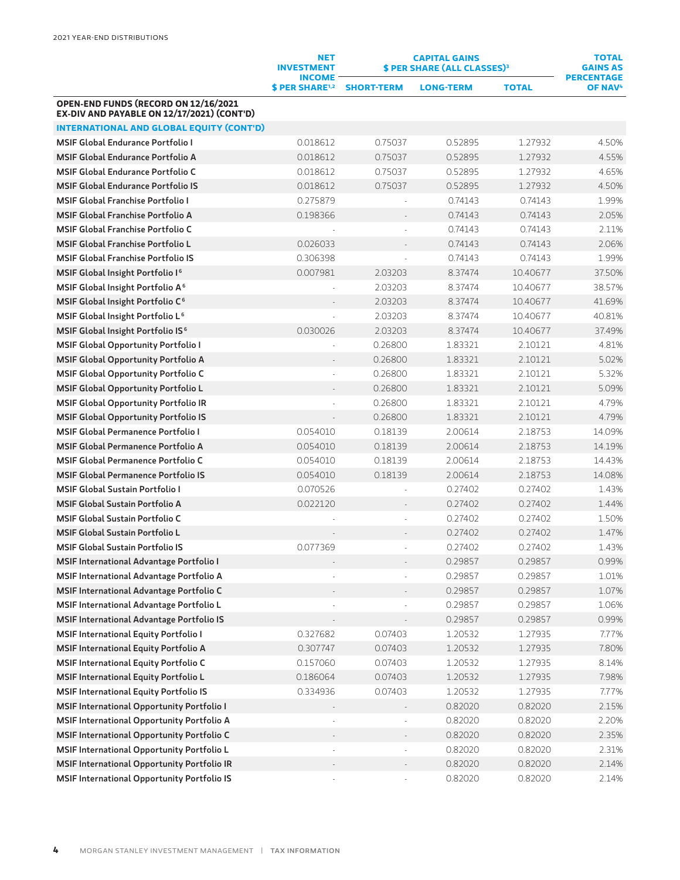2021 YEAR-END DISTRIBUTIONS

| | NET INVESTMENT INCOME $ PER SHARE[1,2] | CAPITAL GAINS $ PER SHARE (ALL CLASSES)[3] | | | TOTAL GAINS AS PERCENTAGE OF NAV[4] |
|---|---|---|---|---|---|
| | | SHORT-TERM | LONG-TERM | TOTAL | |
| **OPEN-END FUNDS (RECORD ON 12/16/2021 EX-DIV AND PAYABLE ON 12/17/2021) (CONT'D)** | | | | | |
| **INTERNATIONAL AND GLOBAL EQUITY (CONT'D)** | | | | | |
| **MSIF Global Endurance Portfolio I** | 0.018612 | 0.75037 | 0.52895 | 1.27932 | 4.50% |
| **MSIF Global Endurance Portfolio A** | 0.018612 | 0.75037 | 0.52895 | 1.27932 | 4.55% |
| **MSIF Global Endurance Portfolio C** | 0.018612 | 0.75037 | 0.52895 | 1.27932 | 4.65% |
| **MSIF Global Endurance Portfolio IS** | 0.018612 | 0.75037 | 0.52895 | 1.27932 | 4.50% |
| **MSIF Global Franchise Portfolio I** | 0.275879 | - | 0.74143 | 0.74143 | 1.99% |
| **MSIF Global Franchise Portfolio A** | 0.198366 | - | 0.74143 | 0.74143 | 2.05% |
| **MSIF Global Franchise Portfolio C** | - | - | 0.74143 | 0.74143 | 2.11% |
| **MSIF Global Franchise Portfolio L** | 0.026033 | - | 0.74143 | 0.74143 | 2.06% |
| **MSIF Global Franchise Portfolio IS** | 0.306398 | - | 0.74143 | 0.74143 | 1.99% |
| **MSIF Global Insight Portfolio I[6]** | 0.007981 | 2.03203 | 8.37474 | 10.40677 | 37.50% |
| **MSIF Global Insight Portfolio A[6]** | - | 2.03203 | 8.37474 | 10.40677 | 38.57% |
| **MSIF Global Insight Portfolio C[6]** | - | 2.03203 | 8.37474 | 10.40677 | 41.69% |
| **MSIF Global Insight Portfolio L[6]** | - | 2.03203 | 8.37474 | 10.40677 | 40.81% |
| **MSIF Global Insight Portfolio IS[6]** | 0.030026 | 2.03203 | 8.37474 | 10.40677 | 37.49% |
| **MSIF Global Opportunity Portfolio I** | - | 0.26800 | 1.83321 | 2.10121 | 4.81% |
| **MSIF Global Opportunity Portfolio A** | - | 0.26800 | 1.83321 | 2.10121 | 5.02% |
| **MSIF Global Opportunity Portfolio C** | - | 0.26800 | 1.83321 | 2.10121 | 5.32% |
| **MSIF Global Opportunity Portfolio L** | - | 0.26800 | 1.83321 | 2.10121 | 5.09% |
| **MSIF Global Opportunity Portfolio IR** | - | 0.26800 | 1.83321 | 2.10121 | 4.79% |
| **MSIF Global Opportunity Portfolio IS** | - | 0.26800 | 1.83321 | 2.10121 | 4.79% |
| **MSIF Global Permanence Portfolio I** | 0.054010 | 0.18139 | 2.00614 | 2.18753 | 14.09% |
| **MSIF Global Permanence Portfolio A** | 0.054010 | 0.18139 | 2.00614 | 2.18753 | 14.19% |
| **MSIF Global Permanence Portfolio C** | 0.054010 | 0.18139 | 2.00614 | 2.18753 | 14.43% |
| **MSIF Global Permanence Portfolio IS** | 0.054010 | 0.18139 | 2.00614 | 2.18753 | 14.08% |
| **MSIF Global Sustain Portfolio I** | 0.070526 | - | 0.27402 | 0.27402 | 1.43% |
| **MSIF Global Sustain Portfolio A** | 0.022120 | - | 0.27402 | 0.27402 | 1.44% |
| **MSIF Global Sustain Portfolio C** | - | - | 0.27402 | 0.27402 | 1.50% |
| **MSIF Global Sustain Portfolio L** | - | - | 0.27402 | 0.27402 | 1.47% |
| **MSIF Global Sustain Portfolio IS** | 0.077369 | - | 0.27402 | 0.27402 | 1.43% |
| **MSIF International Advantage Portfolio I** | - | - | 0.29857 | 0.29857 | 0.99% |
| **MSIF International Advantage Portfolio A** | - | - | 0.29857 | 0.29857 | 1.01% |
| **MSIF International Advantage Portfolio C** | - | - | 0.29857 | 0.29857 | 1.07% |
| **MSIF International Advantage Portfolio L** | - | - | 0.29857 | 0.29857 | 1.06% |
| **MSIF International Advantage Portfolio IS** | - | - | 0.29857 | 0.29857 | 0.99% |
| **MSIF International Equity Portfolio I** | 0.327682 | 0.07403 | 1.20532 | 1.27935 | 7.77% |
| **MSIF International Equity Portfolio A** | 0.307747 | 0.07403 | 1.20532 | 1.27935 | 7.80% |
| **MSIF International Equity Portfolio C** | 0.157060 | 0.07403 | 1.20532 | 1.27935 | 8.14% |
| **MSIF International Equity Portfolio L** | 0.186064 | 0.07403 | 1.20532 | 1.27935 | 7.98% |
| **MSIF International Equity Portfolio IS** | 0.334936 | 0.07403 | 1.20532 | 1.27935 | 7.77% |
| **MSIF International Opportunity Portfolio I** | - | - | 0.82020 | 0.82020 | 2.15% |
| **MSIF International Opportunity Portfolio A** | - | - | 0.82020 | 0.82020 | 2.20% |
| **MSIF International Opportunity Portfolio C** | - | - | 0.82020 | 0.82020 | 2.35% |
| **MSIF International Opportunity Portfolio L** | - | - | 0.82020 | 0.82020 | 2.31% |
| **MSIF International Opportunity Portfolio IR** | - | - | 0.82020 | 0.82020 | 2.14% |
| **MSIF International Opportunity Portfolio IS** | - | - | 0.82020 | 0.82020 | 2.14% |

MORGAN STANLEY INVESTMENT MANAGEMENT | TAX INFORMATION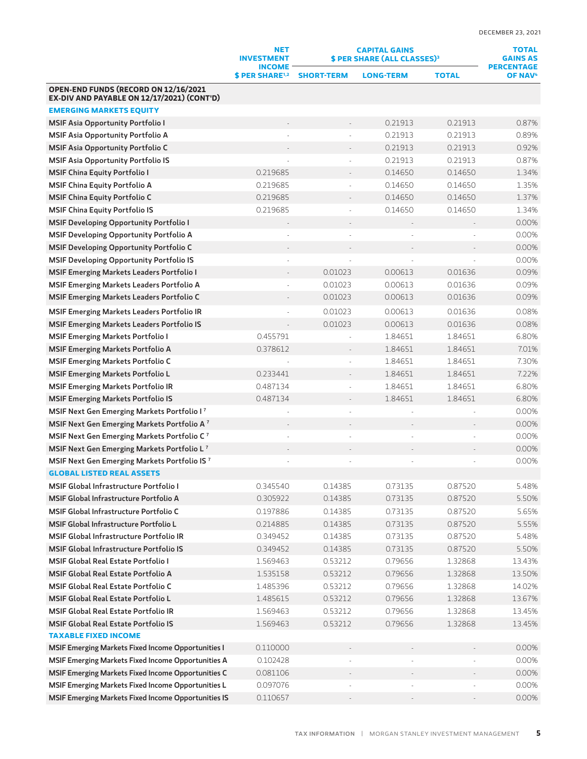DECEMBER 23, 2021

| | NET INVESTMENT INCOME $ PER SHARE[1,2] | CAPITAL GAINS $ PER SHARE (ALL CLASSES)[3] | | | TOTAL GAINS AS PERCENTAGE OF NAV[4] |
|---|---|---|---|---|---|
| | | SHORT-TERM | LONG-TERM | TOTAL | |
| **OPEN-END FUNDS (RECORD ON 12/16/2021 EX-DIV AND PAYABLE ON 12/17/2021) (CONT'D)** | | | | | |
| **EMERGING MARKETS EQUITY** | | | | | |
| **MSIF Asia Opportunity Portfolio I** | - | - | 0.21913 | 0.21913 | 0.87% |
| **MSIF Asia Opportunity Portfolio A** | - | - | 0.21913 | 0.21913 | 0.89% |
| **MSIF Asia Opportunity Portfolio C** | - | - | 0.21913 | 0.21913 | 0.92% |
| **MSIF Asia Opportunity Portfolio IS** | - | - | 0.21913 | 0.21913 | 0.87% |
| **MSIF China Equity Portfolio I** | 0.219685 | - | 0.14650 | 0.14650 | 1.34% |
| **MSIF China Equity Portfolio A** | 0.219685 | - | 0.14650 | 0.14650 | 1.35% |
| **MSIF China Equity Portfolio C** | 0.219685 | - | 0.14650 | 0.14650 | 1.37% |
| **MSIF China Equity Portfolio IS** | 0.219685 | - | 0.14650 | 0.14650 | 1.34% |
| **MSIF Developing Opportunity Portfolio I** | - | - | - | - | 0.00% |
| **MSIF Developing Opportunity Portfolio A** | - | - | - | - | 0.00% |
| **MSIF Developing Opportunity Portfolio C** | - | - | - | - | 0.00% |
| **MSIF Developing Opportunity Portfolio IS** | - | - | - | - | 0.00% |
| **MSIF Emerging Markets Leaders Portfolio I** | - | 0.01023 | 0.00613 | 0.01636 | 0.09% |
| **MSIF Emerging Markets Leaders Portfolio A** | - | 0.01023 | 0.00613 | 0.01636 | 0.09% |
| **MSIF Emerging Markets Leaders Portfolio C** | - | 0.01023 | 0.00613 | 0.01636 | 0.09% |
| **MSIF Emerging Markets Leaders Portfolio IR** | - | 0.01023 | 0.00613 | 0.01636 | 0.08% |
| **MSIF Emerging Markets Leaders Portfolio IS** | - | 0.01023 | 0.00613 | 0.01636 | 0.08% |
| **MSIF Emerging Markets Portfolio I** | 0.455791 | - | 1.84651 | 1.84651 | 6.80% |
| **MSIF Emerging Markets Portfolio A** | 0.378612 | - | 1.84651 | 1.84651 | 7.01% |
| **MSIF Emerging Markets Portfolio C** | - | - | 1.84651 | 1.84651 | 7.30% |
| **MSIF Emerging Markets Portfolio L** | 0.233441 | - | 1.84651 | 1.84651 | 7.22% |
| **MSIF Emerging Markets Portfolio IR** | 0.487134 | - | 1.84651 | 1.84651 | 6.80% |
| **MSIF Emerging Markets Portfolio IS** | 0.487134 | - | 1.84651 | 1.84651 | 6.80% |
| **MSIF Next Gen Emerging Markets Portfolio I** [7] | - | - | - | - | 0.00% |
| **MSIF Next Gen Emerging Markets Portfolio A** [7] | - | - | - | - | 0.00% |
| **MSIF Next Gen Emerging Markets Portfolio C** [7] | - | - | - | - | 0.00% |
| **MSIF Next Gen Emerging Markets Portfolio L** [7] | - | - | - | - | 0.00% |
| **MSIF Next Gen Emerging Markets Portfolio IS** [7] | - | - | - | - | 0.00% |
| **GLOBAL LISTED REAL ASSETS** | | | | | |
| **MSIF Global Infrastructure Portfolio I** | 0.345540 | 0.14385 | 0.73135 | 0.87520 | 5.48% |
| **MSIF Global Infrastructure Portfolio A** | 0.305922 | 0.14385 | 0.73135 | 0.87520 | 5.50% |
| **MSIF Global Infrastructure Portfolio C** | 0.197886 | 0.14385 | 0.73135 | 0.87520 | 5.65% |
| **MSIF Global Infrastructure Portfolio L** | 0.214885 | 0.14385 | 0.73135 | 0.87520 | 5.55% |
| **MSIF Global Infrastructure Portfolio IR** | 0.349452 | 0.14385 | 0.73135 | 0.87520 | 5.48% |
| **MSIF Global Infrastructure Portfolio IS** | 0.349452 | 0.14385 | 0.73135 | 0.87520 | 5.50% |
| **MSIF Global Real Estate Portfolio I** | 1.569463 | 0.53212 | 0.79656 | 1.32868 | 13.43% |
| **MSIF Global Real Estate Portfolio A** | 1.535158 | 0.53212 | 0.79656 | 1.32868 | 13.50% |
| **MSIF Global Real Estate Portfolio C** | 1.485396 | 0.53212 | 0.79656 | 1.32868 | 14.02% |
| **MSIF Global Real Estate Portfolio L** | 1.485615 | 0.53212 | 0.79656 | 1.32868 | 13.67% |
| **MSIF Global Real Estate Portfolio IR** | 1.569463 | 0.53212 | 0.79656 | 1.32868 | 13.45% |
| **MSIF Global Real Estate Portfolio IS** | 1.569463 | 0.53212 | 0.79656 | 1.32868 | 13.45% |
| **TAXABLE FIXED INCOME** | | | | | |
| **MSIF Emerging Markets Fixed Income Opportunities I** | 0.110000 | - | - | - | 0.00% |
| **MSIF Emerging Markets Fixed Income Opportunities A** | 0.102428 | - | - | - | 0.00% |
| **MSIF Emerging Markets Fixed Income Opportunities C** | 0.081106 | - | - | - | 0.00% |
| **MSIF Emerging Markets Fixed Income Opportunities L** | 0.097076 | - | - | - | 0.00% |
| **MSIF Emerging Markets Fixed Income Opportunities IS** | 0.110657 | - | - | - | 0.00% |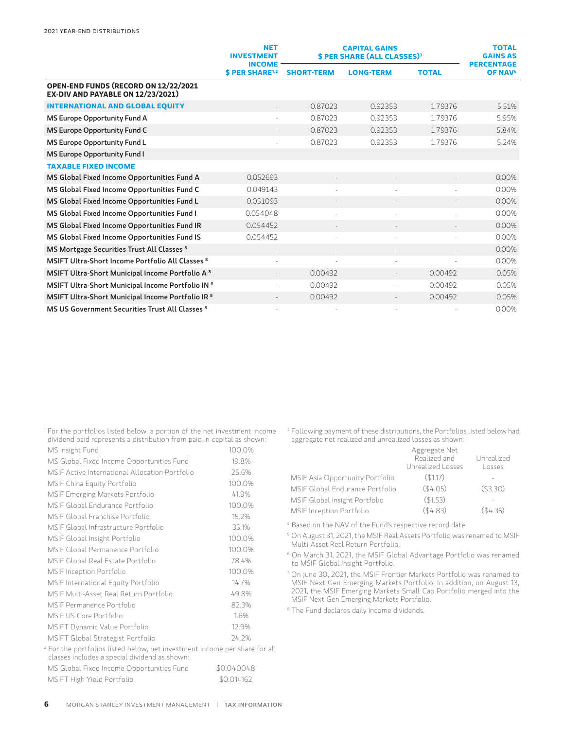2021 YEAR-END DISTRIBUTIONS

| | NET INVESTMENT INCOME $ PER SHARE[1,2] | CAPITAL GAINS $ PER SHARE (ALL CLASSES)[3] | | | TOTAL GAINS AS PERCENTAGE OF NAV[4] |
|---|---|---|---|---|---|
| | | SHORT-TERM | LONG-TERM | TOTAL | |
| **OPEN-END FUNDS (RECORD ON 12/22/2021 EX-DIV AND PAYABLE ON 12/23/2021)** | | | | | |
| **INTERNATIONAL AND GLOBAL EQUITY** | - | 0.87023 | 0.92353 | 1.79376 | 5.51% |
| **MS Europe Opportunity Fund A** | - | 0.87023 | 0.92353 | 1.79376 | 5.95% |
| **MS Europe Opportunity Fund C** | - | 0.87023 | 0.92353 | 1.79376 | 5.84% |
| **MS Europe Opportunity Fund L** | - | 0.87023 | 0.92353 | 1.79376 | 5.24% |
| **MS Europe Opportunity Fund I** | | | | | |
| **TAXABLE FIXED INCOME** | | | | | |
| **MS Global Fixed Income Opportunities Fund A** | 0.052693 | - | - | - | 0.00% |
| **MS Global Fixed Income Opportunities Fund C** | 0.049143 | - | - | - | 0.00% |
| **MS Global Fixed Income Opportunities Fund L** | 0.051093 | - | - | - | 0.00% |
| **MS Global Fixed Income Opportunities Fund I** | 0.054048 | - | - | - | 0.00% |
| **MS Global Fixed Income Opportunities Fund IR** | 0.054452 | - | - | - | 0.00% |
| **MS Global Fixed Income Opportunities Fund IS** | 0.054452 | - | - | - | 0.00% |
| **MS Mortgage Securities Trust All Classes [8]** | - | - | - | - | 0.00% |
| **MSIFT Ultra-Short Income Portfolio All Classes [8]** | - | - | - | - | 0.00% |
| **MSIFT Ultra-Short Municipal Income Portfolio A [8]** | - | 0.00492 | - | 0.00492 | 0.05% |
| **MSIFT Ultra-Short Municipal Income Portfolio IN [8]** | - | 0.00492 | - | 0.00492 | 0.05% |
| **MSIFT Ultra-Short Municipal Income Portfolio IR [8]** | - | 0.00492 | - | 0.00492 | 0.05% |
| **MS US Government Securities Trust All Classes [8]** | - | - | - | - | 0.00% |

[1] For the portfolios listed below, a portion of the net investment income dividend paid represents a distribution from paid-in-capital as shown:

| | |
|---|---|
| MS Insight Fund | 100.0% |
| MS Global Fixed Income Opportunities Fund | 19.8% |
| MSIF Active International Allocation Portfolio | 25.6% |
| MSIF China Equity Portfolio | 100.0% |
| MSIF Emerging Markets Portfolio | 41.9% |
| MSIF Global Endurance Portfolio | 100.0% |
| MSIF Global Franchise Portfolio | 15.2% |
| MSIF Global Infrastructure Portfolio | 35.1% |
| MSIF Global Insight Portfolio | 100.0% |
| MSIF Global Permanence Portfolio | 100.0% |
| MSIF Global Real Estate Portfolio | 78.4% |
| MSIF Inception Portfolio | 100.0% |
| MSIF International Equity Portfolio | 14.7% |
| MSIF Multi-Asset Real Return Portfolio | 49.8% |
| MSIF Permanence Portfolio | 82.3% |
| MSIF US Core Portfolio | 1.6% |
| MSIFT Dynamic Value Portfolio | 12.9% |
| MSIFT Global Strategist Portfolio | 24.2% |

[2] For the portfolios listed below, net investment income per share for all classes includes a special dividend as shown:

| | |
|---|---|
| MS Global Fixed Income Opportunities Fund | $0.040048 |
| MSIFT High Yield Portfolio | $0.014162 |

[3] Following payment of these distributions, the Portfolios listed below had aggregate net realized and unrealized losses as shown:

| | Aggregate Net Realized and Unrealized Losses | Unrealized Losses |
|---|---|---|
| MSIF Asia Opportunity Portfolio | ($1.17) | - |
| MSIF Global Endurance Portfolio | ($4.05) | ($3.30) |
| MSIF Global Insight Portfolio | ($1.53) | - |
| MSIF Inception Portfolio | ($4.83) | ($4.35) |

[4] Based on the NAV of the Fund's respective record date.

[5] On August 31, 2021, the MSIF Real Assets Portfolio was renamed to MSIF Multi-Asset Real Return Portfolio.

[6] On March 31, 2021, the MSIF Global Advantage Portfolio was renamed to MSIF Global Insight Portfolio.

[7] On June 30, 2021, the MSIF Frontier Markets Portfolio was renamed to MSIF Next Gen Emerging Markets Portfolio. In addition, on August 13, 2021, the MSIF Emerging Markets Small Cap Portfolio merged into the MSIF Next Gen Emerging Markets Portfolio.

[8] The Fund declares daily income dividends.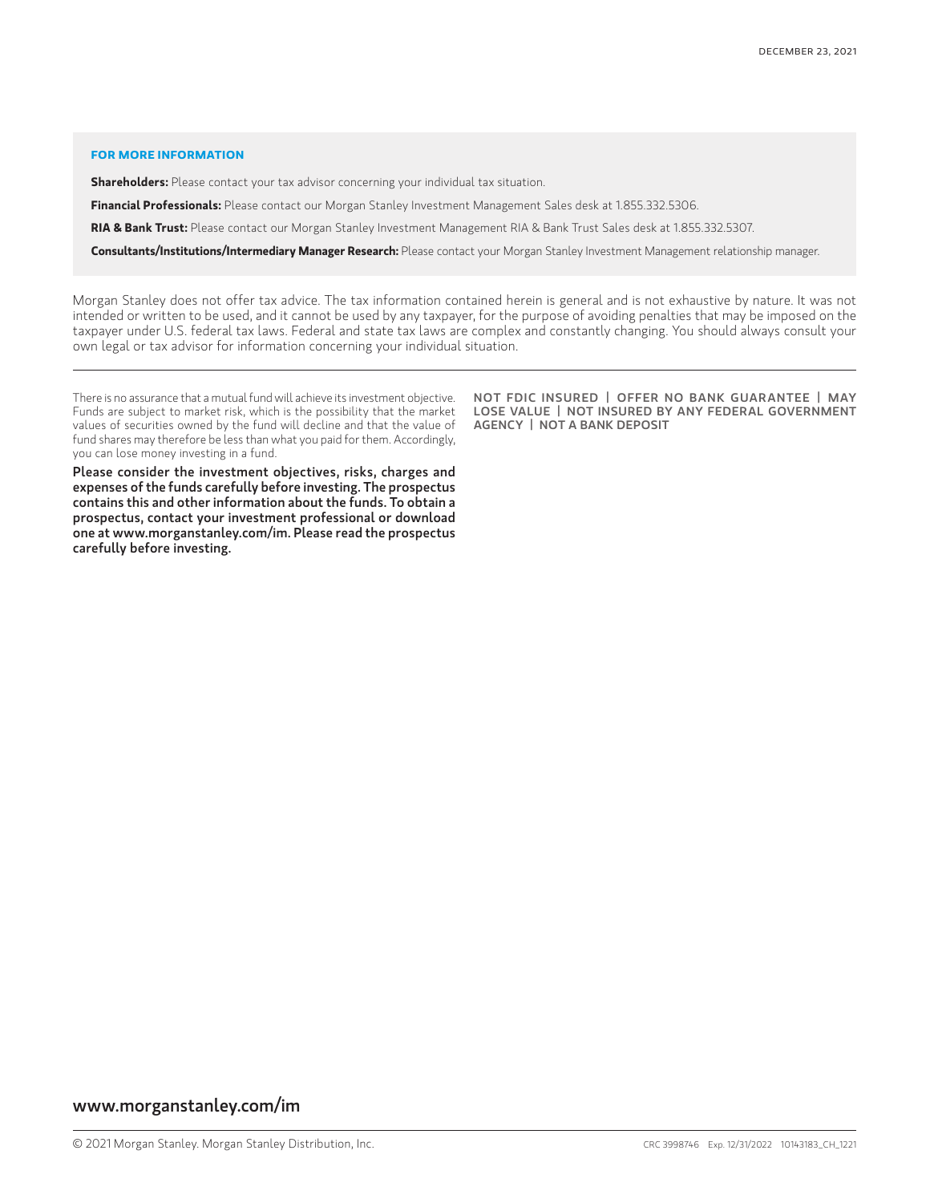## FOR MORE INFORMATION

**Shareholders:** Please contact your tax advisor concerning your individual tax situation.

**Financial Professionals:** Please contact our Morgan Stanley Investment Management Sales desk at 1.855.332.5306.

**RIA & Bank Trust:** Please contact our Morgan Stanley Investment Management RIA & Bank Trust Sales desk at 1.855.332.5307.

**Consultants/Institutions/Intermediary Manager Research:** Please contact your Morgan Stanley Investment Management relationship manager.

Morgan Stanley does not offer tax advice. The tax information contained herein is general and is not exhaustive by nature. It was not intended or written to be used, and it cannot be used by any taxpayer, for the purpose of avoiding penalties that may be imposed on the taxpayer under U.S. federal tax laws. Federal and state tax laws are complex and constantly changing. You should always consult your own legal or tax advisor for information concerning your individual situation.

There is no assurance that a mutual fund will achieve its investment objective. Funds are subject to market risk, which is the possibility that the market values of securities owned by the fund will decline and that the value of fund shares may therefore be less than what you paid for them. Accordingly, you can lose money investing in a fund.

**Please consider the investment objectives, risks, charges and expenses of the funds carefully before investing. The prospectus contains this and other information about the funds. To obtain a prospectus, contact your investment professional or download one at www.morganstanley.com/im. Please read the prospectus carefully before investing.**

NOT FDIC INSURED | OFFER NO BANK GUARANTEE | MAY LOSE VALUE | NOT INSURED BY ANY FEDERAL GOVERNMENT AGENCY | NOT A BANK DEPOSIT

www.morganstanley.com/im

© 2021 Morgan Stanley. Morgan Stanley Distribution, Inc.

CRC 3998746 Exp. 12/31/2022 10143183_CH_1221